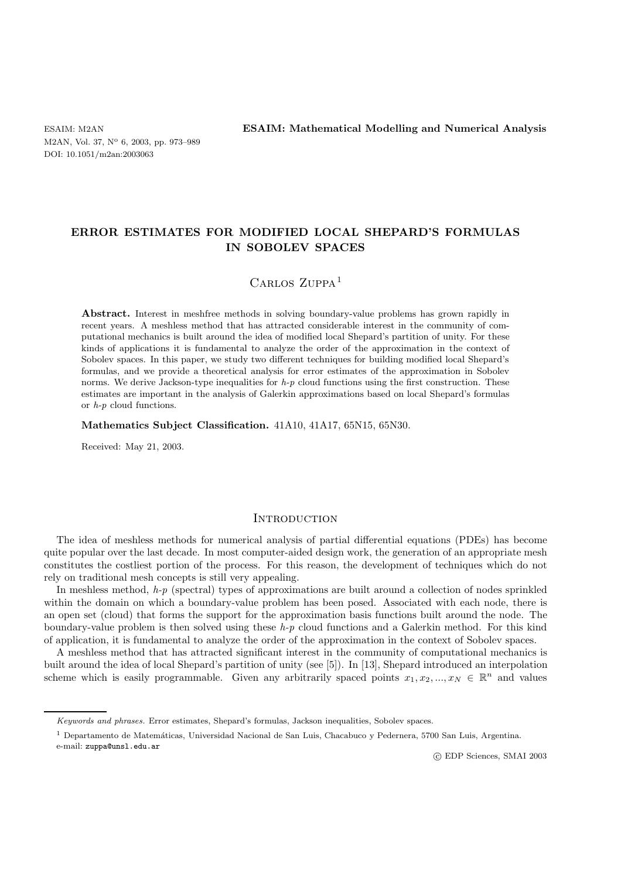# ERROR ESTIMATES FOR MODIFIED LOCAL SHEPARD'S FORMULAS IN SOBOLEV SPACES

Carlos Zuppa[1]

**Abstract.** Interest in meshfree methods in solving boundary-value problems has grown rapidly in recent years. A meshless method that has attracted considerable interest in the community of computational mechanics is built around the idea of modified local Shepard's partition of unity. For these kinds of applications it is fundamental to analyze the order of the approximation in the context of Sobolev spaces. In this paper, we study two different techniques for building modified local Shepard's formulas, and we provide a theoretical analysis for error estimates of the approximation in Sobolev norms. We derive Jackson-type inequalities for $h$-$p$ cloud functions using the first construction. These estimates are important in the analysis of Galerkin approximations based on local Shepard's formulas or $h$-$p$ cloud functions.

**Mathematics Subject Classification.** 41A10, 41A17, 65N15, 65N30.

Received: May 21, 2003.

## Introduction

The idea of meshless methods for numerical analysis of partial differential equations (PDEs) has become quite popular over the last decade. In most computer-aided design work, the generation of an appropriate mesh constitutes the costliest portion of the process. For this reason, the development of techniques which do not rely on traditional mesh concepts is still very appealing.

In meshless method, $h$-$p$ (spectral) types of approximations are built around a collection of nodes sprinkled within the domain on which a boundary-value problem has been posed. Associated with each node, there is an open set (cloud) that forms the support for the approximation basis functions built around the node. The boundary-value problem is then solved using these $h$-$p$ cloud functions and a Galerkin method. For this kind of application, it is fundamental to analyze the order of the approximation in the context of Sobolev spaces.

A meshless method that has attracted significant interest in the community of computational mechanics is built around the idea of local Shepard's partition of unity (see [5]). In [13], Shepard introduced an interpolation scheme which is easily programmable. Given any arbitrarily spaced points $x_1, x_2, ..., x_N \in \mathbb{R}^n$ and values

---

*Keywords and phrases.* Error estimates, Shepard's formulas, Jackson inequalities, Sobolev spaces.

[1] Departamento de Matemáticas, Universidad Nacional de San Luis, Chacabuco y Pedernera, 5700 San Luis, Argentina. e-mail: zuppa@unsl.edu.ar

© EDP Sciences, SMAI 2003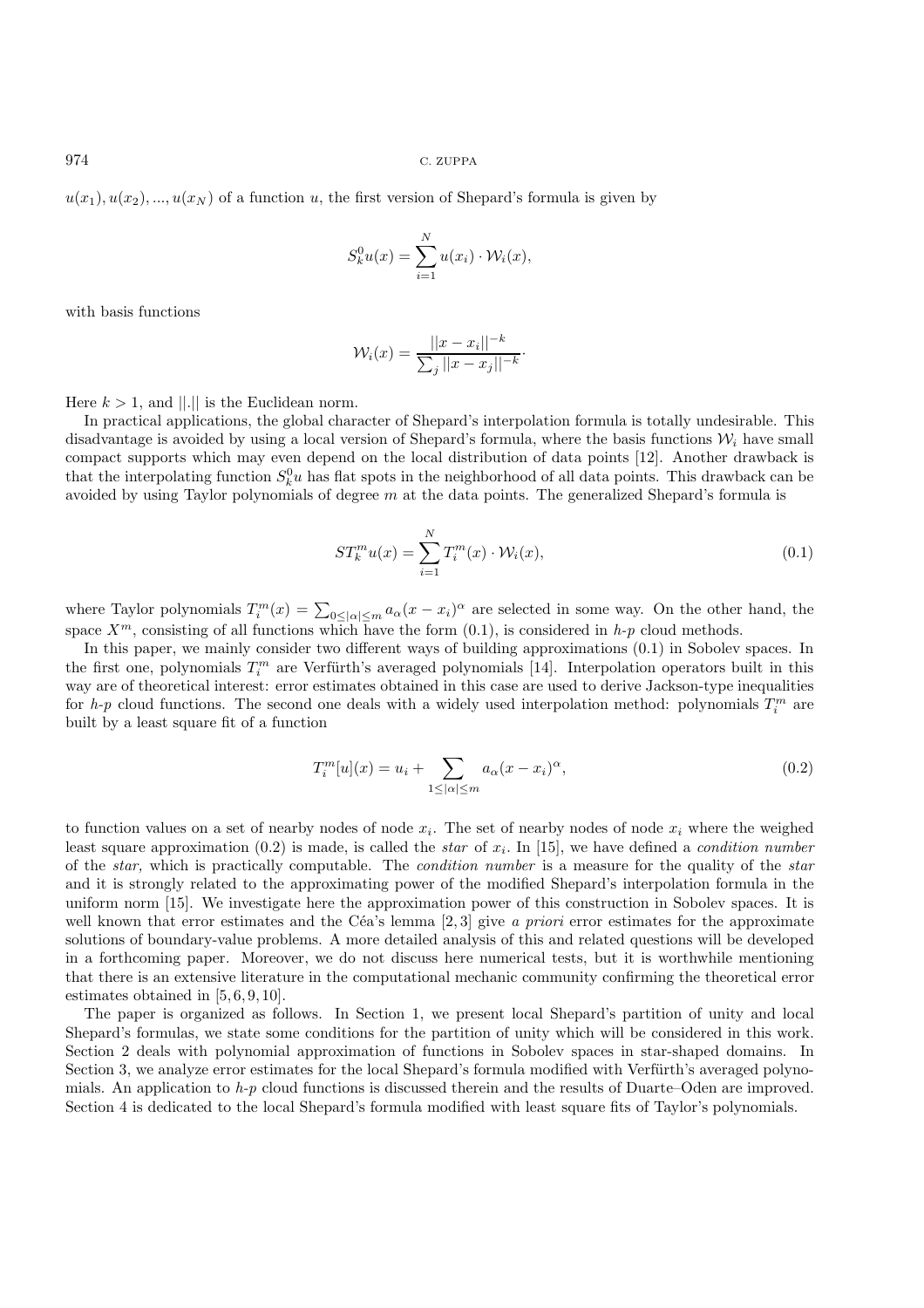$u(x_1), u(x_2), ..., u(x_N)$ of a function $u$, the first version of Shepard's formula is given by

$$S_k^0 u(x) = \sum_{i=1}^{N} u(x_i) \cdot \mathcal{W}_i(x),$$

with basis functions

$$\mathcal{W}_i(x) = \frac{||x - x_i||^{-k}}{\sum_j ||x - x_j||^{-k}}.$$

Here $k > 1$, and $||.||$ is the Euclidean norm.

In practical applications, the global character of Shepard's interpolation formula is totally undesirable. This disadvantage is avoided by using a local version of Shepard's formula, where the basis functions $\mathcal{W}_i$ have small compact supports which may even depend on the local distribution of data points [12]. Another drawback is that the interpolating function $S_k^0 u$ has flat spots in the neighborhood of all data points. This drawback can be avoided by using Taylor polynomials of degree $m$ at the data points. The generalized Shepard's formula is

$$ST_k^m u(x) = \sum_{i=1}^{N} T_i^m(x) \cdot \mathcal{W}_i(x), \tag{0.1}$$

where Taylor polynomials $T_i^m(x) = \sum_{0 \leq |\alpha| \leq m} a_\alpha (x - x_i)^\alpha$ are selected in some way. On the other hand, the space $X^m$, consisting of all functions which have the form (0.1), is considered in *h-p* cloud methods.

In this paper, we mainly consider two different ways of building approximations (0.1) in Sobolev spaces. In the first one, polynomials $T_i^m$ are Verfürth's averaged polynomials [14]. Interpolation operators built in this way are of theoretical interest: error estimates obtained in this case are used to derive Jackson-type inequalities for *h-p* cloud functions. The second one deals with a widely used interpolation method: polynomials $T_i^m$ are built by a least square fit of a function

$$T_i^m[u](x) = u_i + \sum_{1 \leq |\alpha| \leq m} a_\alpha (x - x_i)^\alpha, \tag{0.2}$$

to function values on a set of nearby nodes of node $x_i$. The set of nearby nodes of node $x_i$ where the weighed least square approximation (0.2) is made, is called the *star* of $x_i$. In [15], we have defined a *condition number* of the *star,* which is practically computable. The *condition number* is a measure for the quality of the *star* and it is strongly related to the approximating power of the modified Shepard's interpolation formula in the uniform norm [15]. We investigate here the approximation power of this construction in Sobolev spaces. It is well known that error estimates and the Céa's lemma [2,3] give *a priori* error estimates for the approximate solutions of boundary-value problems. A more detailed analysis of this and related questions will be developed in a forthcoming paper. Moreover, we do not discuss here numerical tests, but it is worthwhile mentioning that there is an extensive literature in the computational mechanic community confirming the theoretical error estimates obtained in [5,6,9,10].

The paper is organized as follows. In Section 1, we present local Shepard's partition of unity and local Shepard's formulas, we state some conditions for the partition of unity which will be considered in this work. Section 2 deals with polynomial approximation of functions in Sobolev spaces in star-shaped domains. In Section 3, we analyze error estimates for the local Shepard's formula modified with Verfürth's averaged polynomials. An application to *h-p* cloud functions is discussed therein and the results of Duarte–Oden are improved. Section 4 is dedicated to the local Shepard's formula modified with least square fits of Taylor's polynomials.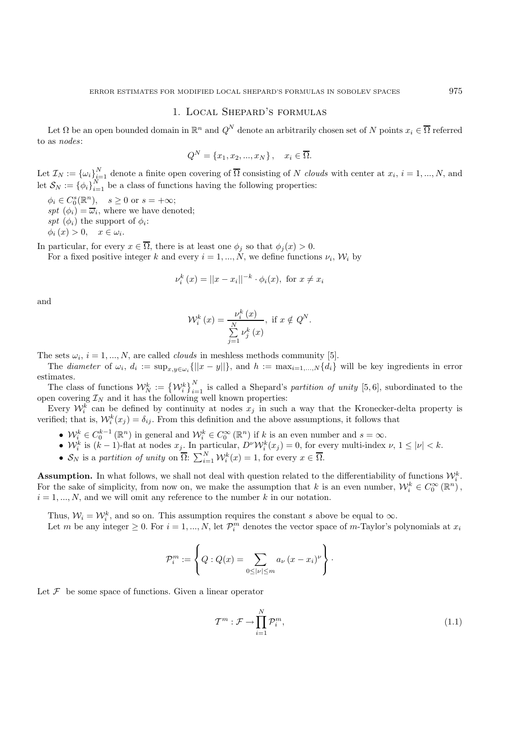## 1. Local Shepard's formulas

Let $\Omega$ be an open bounded domain in $\mathbb{R}^n$ and $Q^N$ denote an arbitrarily chosen set of $N$ points $x_i \in \overline{\Omega}$ referred to as *nodes*:

$$Q^N = \{x_1, x_2, ..., x_N\}, \quad x_i \in \overline{\Omega}.$$

Let $\mathcal{I}_N := \{\omega_i\}_{i=1}^N$ denote a finite open covering of $\overline{\Omega}$ consisting of $N$ *clouds* with center at $x_i$, $i = 1, ..., N$, and let $\mathcal{S}_N := \{\phi_i\}_{i=1}^N$ be a class of functions having the following properties:

$\phi_i \in C_0^s(\mathbb{R}^n)$, $\quad s \geq 0$ or $s = +\infty$;
*spt* $(\phi_i) = \overline{\omega}_i$, where we have denoted;
*spt* $(\phi_i)$ the support of $\phi_i$:
$\phi_i(x) > 0, \quad x \in \omega_i$.

In particular, for every $x \in \overline{\Omega}$, there is at least one $\phi_j$ so that $\phi_j(x) > 0$.

For a fixed positive integer $k$ and every $i = 1, ..., N$, we define functions $\nu_i$, $\mathcal{W}_i$ by

$$\nu_i^k(x) = ||x - x_i||^{-k} \cdot \phi_i(x), \text{ for } x \neq x_i$$

and

$$\mathcal{W}_i^k(x) = \frac{\nu_i^k(x)}{\sum_{j=1}^N \nu_j^k(x)}, \text{ if } x \notin Q^N.$$

The sets $\omega_i$, $i = 1, ..., N$, are called *clouds* in meshless methods community [5].

The *diameter* of $\omega_i$, $d_i := \sup_{x,y \in \omega_i}\{||x - y||\}$, and $h := \max_{i=1,...,N}\{d_i\}$ will be key ingredients in error estimates.

The class of functions $\mathcal{W}_N^k := \{\mathcal{W}_i^k\}_{i=1}^N$ is called a Shepard's *partition of unity* [5, 6], subordinated to the open covering $\mathcal{I}_N$ and it has the following well known properties:

Every $\mathcal{W}_i^k$ can be defined by continuity at nodes $x_j$ in such a way that the Kronecker-delta property is verified; that is, $\mathcal{W}_i^k(x_j) = \delta_{ij}$. From this definition and the above assumptions, it follows that

- $\mathcal{W}_i^k \in C_0^{k-1}(\mathbb{R}^n)$ in general and $\mathcal{W}_i^k \in C_0^\infty(\mathbb{R}^n)$ if $k$ is an even number and $s = \infty$.
- $\mathcal{W}_i^k$ is $(k-1)$-flat at nodes $x_j$. In particular, $D^\nu \mathcal{W}_i^k(x_j) = 0$, for every multi-index $\nu$, $1 \leq |\nu| < k$.
- $\mathcal{S}_N$ is a *partition of unity* on $\overline{\Omega}$: $\sum_{i=1}^N \mathcal{W}_i^k(x) = 1$, for every $x \in \overline{\Omega}$.

**Assumption.** In what follows, we shall not deal with question related to the differentiability of functions $\mathcal{W}_i^k$. For the sake of simplicity, from now on, we make the assumption that $k$ is an even number, $\mathcal{W}_i^k \in C_0^\infty(\mathbb{R}^n)$, $i = 1, ..., N$, and we will omit any reference to the number $k$ in our notation.

Thus, $\mathcal{W}_i = \mathcal{W}_i^k$, and so on. This assumption requires the constant $s$ above be equal to $\infty$.

Let $m$ be any integer $\geq 0$. For $i = 1, ..., N$, let $\mathcal{P}_i^m$ denotes the vector space of $m$-Taylor's polynomials at $x_i$

$$\mathcal{P}_i^m := \left\{ Q : Q(x) = \sum_{0 \leq |\nu| \leq m} a_\nu (x - x_i)^\nu \right\}.$$

Let $\mathcal{F}$ be some space of functions. Given a linear operator

$$\mathcal{T}^m : \mathcal{F} \to \prod_{i=1}^N \mathcal{P}_i^m, \tag{1.1}$$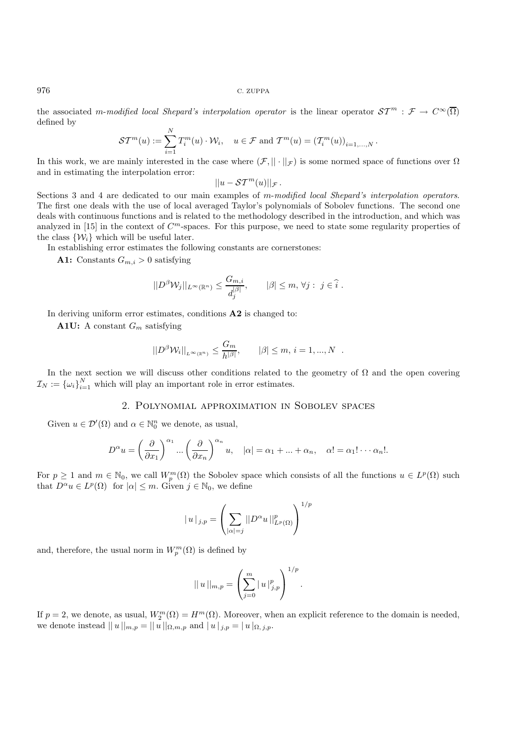the associated *m-modified local Shepard's interpolation operator* is the linear operator $\mathcal{ST}^m : \mathcal{F} \to C^\infty(\overline{\Omega})$ defined by

$$\mathcal{ST}^m(u) := \sum_{i=1}^{N} T_i^m(u) \cdot \mathcal{W}_i, \quad u \in \mathcal{F} \text{ and } \mathcal{T}^m(u) = \left(\mathcal{T}_i^m(u)\right)_{i=1,...,N}.$$

In this work, we are mainly interested in the case where $(\mathcal{F}, ||\cdot||_{\mathcal{F}})$ is some normed space of functions over $\Omega$ and in estimating the interpolation error:

$$||u - \mathcal{ST}^m(u)||_{\mathcal{F}}.$$

Sections 3 and 4 are dedicated to our main examples of *m-modified local Shepard's interpolation operators*. The first one deals with the use of local averaged Taylor's polynomials of Sobolev functions. The second one deals with continuous functions and is related to the methodology described in the introduction, and which was analyzed in [15] in the context of $C^m$-spaces. For this purpose, we need to state some regularity properties of the class $\{\mathcal{W}_i\}$ which will be useful later.

In establishing error estimates the following constants are cornerstones:

**A1:** Constants $G_{m,i} > 0$ satisfying

$$||D^\beta \mathcal{W}_j||_{L^\infty(\mathbb{R}^n)} \leq \frac{G_{m,i}}{d_j^{|\beta|}}, \qquad |\beta| \leq m, \, \forall j : \; j \in \widehat{i}\,.$$

In deriving uniform error estimates, conditions **A2** is changed to:

**A1U:** A constant $G_m$ satisfying

$$||D^\beta \mathcal{W}_i||_{L^\infty(\mathbb{R}^n)} \leq \frac{G_m}{h^{|\beta|}}, \qquad |\beta| \leq m, \, i = 1, ..., N \quad .$$

In the next section we will discuss other conditions related to the geometry of $\Omega$ and the open covering $\mathcal{I}_N := \{\omega_i\}_{i=1}^N$ which will play an important role in error estimates.

## 2. Polynomial approximation in Sobolev spaces

Given $u \in \mathcal{D}'(\Omega)$ and $\alpha \in \mathbb{N}_0^n$ we denote, as usual,

$$D^\alpha u = \left(\frac{\partial}{\partial x_1}\right)^{\alpha_1} ... \left(\frac{\partial}{\partial x_n}\right)^{\alpha_n} u, \quad |\alpha| = \alpha_1 + ... + \alpha_n, \quad \alpha! = \alpha_1! \cdots \alpha_n!.$$

For $p \geq 1$ and $m \in \mathbb{N}_0$, we call $W_p^m(\Omega)$ the Sobolev space which consists of all the functions $u \in L^p(\Omega)$ such that $D^\alpha u \in L^p(\Omega)$ for $|\alpha| \leq m$. Given $j \in \mathbb{N}_0$, we define

$$|\, u \,|_{j,p} = \left(\sum_{|\alpha|=j} ||D^\alpha u\,||^p_{L^p(\Omega)}\right)^{1/p}$$

and, therefore, the usual norm in $W_p^m(\Omega)$ is defined by

$$||\, u \,||_{m,p} = \left(\sum_{j=0}^{m} |\, u \,|^p_{j,p}\right)^{1/p}.$$

If $p = 2$, we denote, as usual, $W_2^m(\Omega) = H^m(\Omega)$. Moreover, when an explicit reference to the domain is needed, we denote instead $||\, u \,||_{m,p} = ||\, u \,||_{\Omega,m,p}$ and $|\, u \,|_{j,p} = |\, u \,|_{\Omega,\,j,p}$.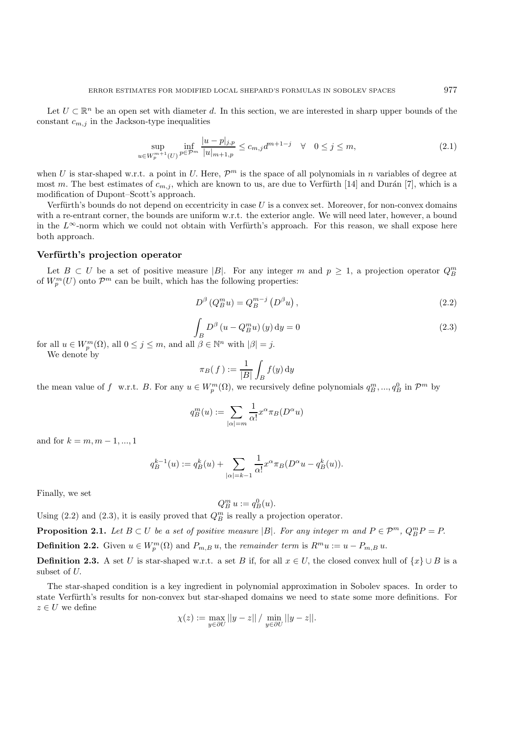Let $U \subset \mathbb{R}^n$ be an open set with diameter $d$. In this section, we are interested in sharp upper bounds of the constant $c_{m,j}$ in the Jackson-type inequalities

$$\sup_{u \in W_p^{m+1}(U)} \inf_{p \in \mathcal{P}^m} \frac{|u-p|_{j,p}}{|u|_{m+1,p}} \leq c_{m,j} d^{m+1-j} \quad \forall \quad 0 \leq j \leq m, \tag{2.1}$$

when $U$ is star-shaped w.r.t. a point in $U$. Here, $\mathcal{P}^m$ is the space of all polynomials in $n$ variables of degree at most $m$. The best estimates of $c_{m,j}$, which are known to us, are due to Verfürth [14] and Durán [7], which is a modification of Dupont–Scott's approach.

Verfürth's bounds do not depend on eccentricity in case $U$ is a convex set. Moreover, for non-convex domains with a re-entrant corner, the bounds are uniform w.r.t. the exterior angle. We will need later, however, a bound in the $L^\infty$-norm which we could not obtain with Verfürth's approach. For this reason, we shall expose here both approach.

### Verfürth's projection operator

Let $B \subset U$ be a set of positive measure $|B|$. For any integer $m$ and $p \geq 1$, a projection operator $Q_B^m$ of $W_p^m(U)$ onto $\mathcal{P}^m$ can be built, which has the following properties:

$$D^\beta \left(Q_B^m u\right) = Q_B^{m-j}\left(D^\beta u\right), \tag{2.2}$$

$$\int_B D^\beta \left(u - Q_B^m u\right)(y) \,\mathrm{d}y = 0 \tag{2.3}$$

for all $u \in W_p^m(\Omega)$, all $0 \leq j \leq m$, and all $\beta \in \mathbb{N}^n$ with $|\beta| = j$.

We denote by

$$\pi_B(f) := \frac{1}{|B|} \int_B f(y) \,\mathrm{d}y$$

the mean value of $f$ w.r.t. $B$. For any $u \in W_p^m(\Omega)$, we recursively define polynomials $q_B^m, ..., q_B^0$ in $\mathcal{P}^m$ by

$$q_B^m(u) := \sum_{|\alpha|=m} \frac{1}{\alpha!} x^\alpha \pi_B(D^\alpha u)$$

and for $k = m, m-1, ..., 1$

$$q_B^{k-1}(u) := q_B^k(u) + \sum_{|\alpha|=k-1} \frac{1}{\alpha!} x^\alpha \pi_B(D^\alpha u - q_B^k(u)).$$

Finally, we set

$$Q_B^m \, u := q_B^0(u).$$

Using (2.2) and (2.3), it is easily proved that $Q_B^m$ is really a projection operator.

**Proposition 2.1.** *Let $B \subset U$ be a set of positive measure $|B|$. For any integer $m$ and $P \in \mathcal{P}^m$, $Q_B^m P = P$.*

**Definition 2.2.** Given $u \in W_p^m(\Omega)$ and $P_{m,B}\, u$, the *remainder term* is $R^m u := u - P_{m,B}\, u$.

**Definition 2.3.** A set $U$ is star-shaped w.r.t. a set $B$ if, for all $x \in U$, the closed convex hull of $\{x\} \cup B$ is a subset of $U$.

The star-shaped condition is a key ingredient in polynomial approximation in Sobolev spaces. In order to state Verfürth's results for non-convex but star-shaped domains we need to state some more definitions. For $z \in U$ we define

$$\chi(z) := \max_{y \in \partial U} ||y - z|| \,/\, \min_{y \in \partial U} ||y - z||.$$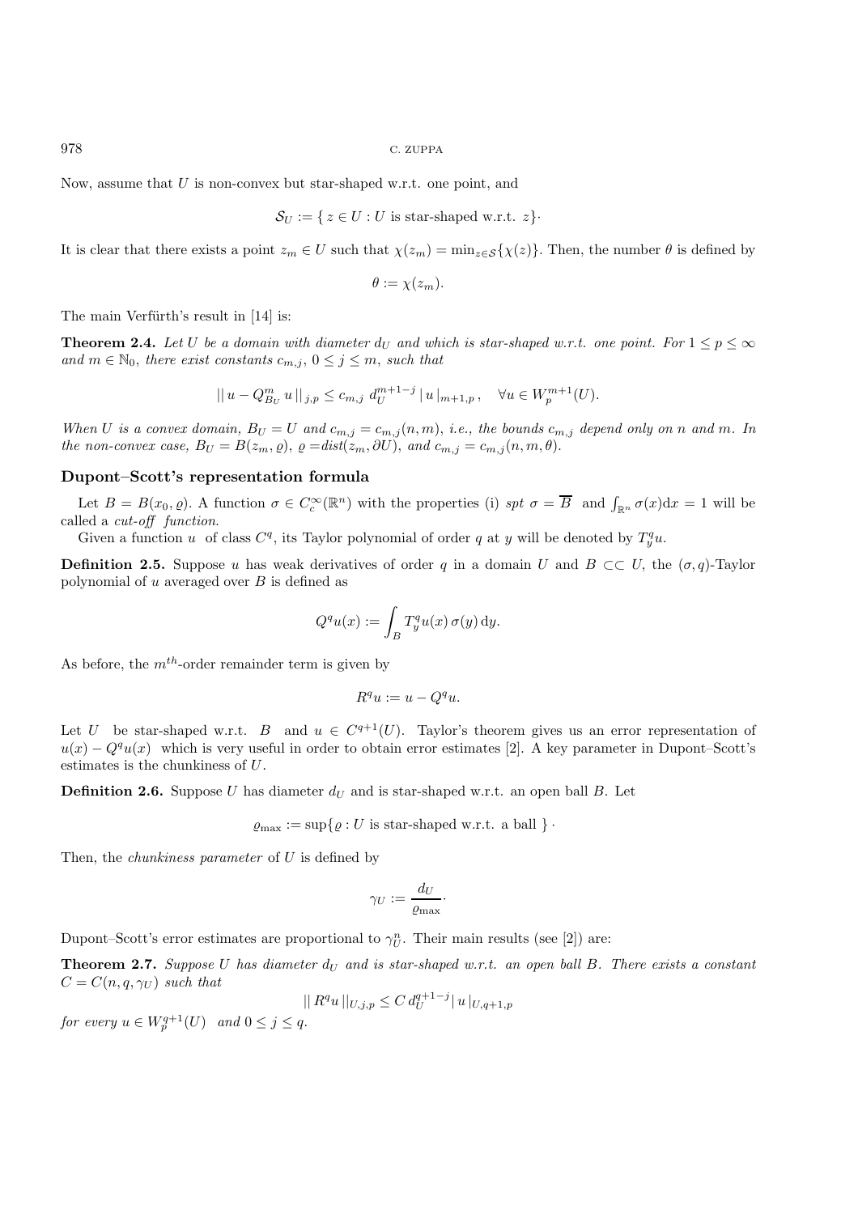Now, assume that $U$ is non-convex but star-shaped w.r.t. one point, and

$$\mathcal{S}_U := \{\, z \in U : U \text{ is star-shaped w.r.t. } z\}\cdot$$

It is clear that there exists a point $z_m \in U$ such that $\chi(z_m) = \min_{z\in\mathcal{S}}\{\chi(z)\}$. Then, the number $\theta$ is defined by

$$\theta := \chi(z_m).$$

The main Verfürth's result in [14] is:

**Theorem 2.4.** *Let $U$ be a domain with diameter $d_U$ and which is star-shaped w.r.t. one point. For $1 \le p \le \infty$ and $m \in \mathbb{N}_0$, there exist constants $c_{m,j}$, $0 \le j \le m$, such that*

$$||\, u - Q^m_{B_U}\, u \,||_{\,j,p} \le c_{m,j}\; d_U^{m+1-j}\, |\, u\,|_{m+1,p}\,, \quad \forall u \in W^{m+1}_p(U).$$

*When $U$ is a convex domain, $B_U = U$ and $c_{m,j} = c_{m,j}(n,m)$, i.e., the bounds $c_{m,j}$ depend only on $n$ and $m$. In the non-convex case, $B_U = B(z_m, \varrho)$, $\varrho = dist(z_m, \partial U)$, and $c_{m,j} = c_{m,j}(n, m, \theta)$.*

### Dupont–Scott's representation formula

Let $B = B(x_0, \varrho)$. A function $\sigma \in C^\infty_c(\mathbb{R}^n)$ with the properties (i) $spt\ \sigma = \overline{B}$ and $\int_{\mathbb{R}^n} \sigma(x)\mathrm{d}x = 1$ will be called a *cut-off function*.

Given a function $u$ of class $C^q$, its Taylor polynomial of order $q$ at $y$ will be denoted by $T^q_y u$.

**Definition 2.5.** Suppose $u$ has weak derivatives of order $q$ in a domain $U$ and $B \subset\subset U$, the $(\sigma, q)$-Taylor polynomial of $u$ averaged over $B$ is defined as

$$Q^q u(x) := \int_B T^q_y u(x)\, \sigma(y)\, \mathrm{d}y.$$

As before, the $m^{th}$-order remainder term is given by

$$R^q u := u - Q^q u.$$

Let $U$ be star-shaped w.r.t. $B$ and $u \in C^{q+1}(U)$. Taylor's theorem gives us an error representation of $u(x) - Q^q u(x)$ which is very useful in order to obtain error estimates [2]. A key parameter in Dupont–Scott's estimates is the chunkiness of $U$.

**Definition 2.6.** Suppose $U$ has diameter $d_U$ and is star-shaped w.r.t. an open ball $B$. Let

$$\varrho_{\max} := \sup\{\varrho : U \text{ is star-shaped w.r.t. a ball }\}\cdot$$

Then, the *chunkiness parameter* of $U$ is defined by

$$\gamma_U := \frac{d_U}{\varrho_{\max}}\cdot$$

Dupont–Scott's error estimates are proportional to $\gamma^n_U$. Their main results (see [2]) are:

**Theorem 2.7.** *Suppose $U$ has diameter $d_U$ and is star-shaped w.r.t. an open ball $B$. There exists a constant $C = C(n, q, \gamma_U)$ such that*

$$||\, R^q u \,||_{U,j,p} \le C\, d_U^{q+1-j} |\, u\,|_{U,q+1,p}$$

*for every $u \in W^{q+1}_p(U)$ and $0 \le j \le q$.*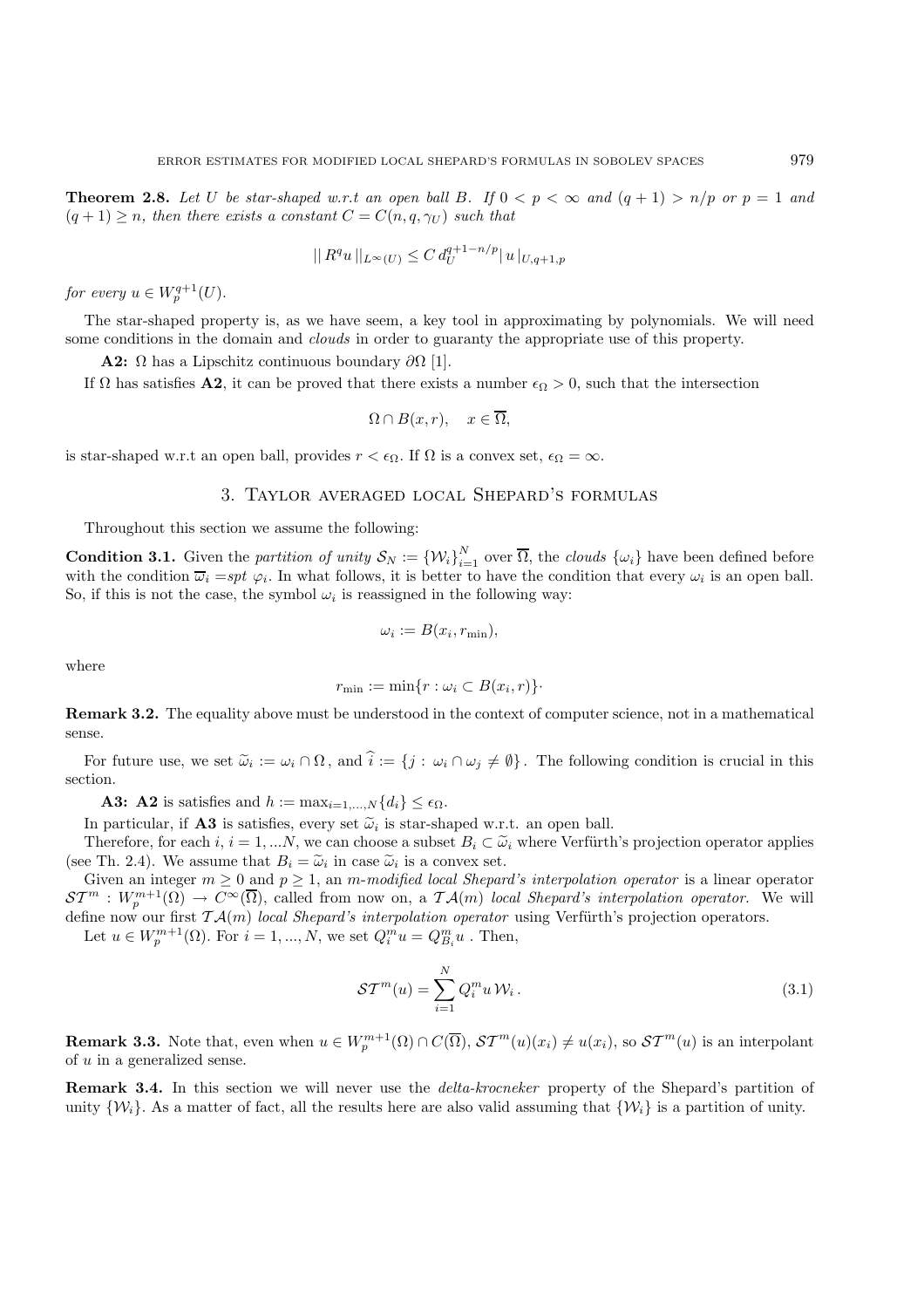**Theorem 2.8.** *Let $U$ be star-shaped w.r.t an open ball $B$. If $0 < p < \infty$ and $(q+1) > n/p$ or $p = 1$ and $(q+1) \geq n$, then there exists a constant $C = C(n, q, \gamma_U)$ such that*

$$|| R^q u ||_{L^\infty(U)} \leq C \, d_U^{q+1-n/p} | u |_{U,q+1,p}$$

*for every $u \in W_p^{q+1}(U)$.*

The star-shaped property is, as we have seem, a key tool in approximating by polynomials. We will need some conditions in the domain and *clouds* in order to guaranty the appropriate use of this property.

**A2:** $\Omega$ has a Lipschitz continuous boundary $\partial\Omega$ [1].

If $\Omega$ has satisfies **A2**, it can be proved that there exists a number $\epsilon_\Omega > 0$, such that the intersection

$$\Omega \cap B(x, r), \quad x \in \overline{\Omega},$$

is star-shaped w.r.t an open ball, provides $r < \epsilon_\Omega$. If $\Omega$ is a convex set, $\epsilon_\Omega = \infty$.

## 3. Taylor averaged local Shepard's formulas

Throughout this section we assume the following:

**Condition 3.1.** Given the *partition of unity* $\mathcal{S}_N := \{\mathcal{W}_i\}_{i=1}^N$ over $\overline{\Omega}$, the *clouds* $\{\omega_i\}$ have been defined before with the condition $\overline{\omega}_i = spt \; \varphi_i$. In what follows, it is better to have the condition that every $\omega_i$ is an open ball. So, if this is not the case, the symbol $\omega_i$ is reassigned in the following way:

$$\omega_i := B(x_i, r_{\min}),$$

where

$$r_{\min} := \min\{r : \omega_i \subset B(x_i, r)\}.$$

**Remark 3.2.** The equality above must be understood in the context of computer science, not in a mathematical sense.

For future use, we set $\widetilde{\omega}_i := \omega_i \cap \Omega$, and $\widehat{i} := \{j : \omega_i \cap \omega_j \neq \emptyset\}$. The following condition is crucial in this section.

**A3: A2** is satisfies and $h := \max_{i=1,\ldots,N}\{d_i\} \leq \epsilon_\Omega$.

In particular, if **A3** is satisfies, every set $\widetilde{\omega}_i$ is star-shaped w.r.t. an open ball.

Therefore, for each $i$, $i = 1, \ldots N$, we can choose a subset $B_i \subset \widetilde{\omega}_i$ where Verfürth's projection operator applies (see Th. 2.4). We assume that $B_i = \widetilde{\omega}_i$ in case $\widetilde{\omega}_i$ is a convex set.

Given an integer $m \geq 0$ and $p \geq 1$, an *m-modified local Shepard's interpolation operator* is a linear operator $\mathcal{ST}^m : W_p^{m+1}(\Omega) \to C^\infty(\overline{\Omega})$, called from now on, a $\mathcal{TA}(m)$ *local Shepard's interpolation operator.* We will define now our first $\mathcal{TA}(m)$ *local Shepard's interpolation operator* using Verfürth's projection operators.

Let $u \in W_p^{m+1}(\Omega)$. For $i = 1, \ldots, N$, we set $Q_i^m u = Q_{B_i}^m u$ . Then,

$$\mathcal{ST}^m(u) = \sum_{i=1}^N Q_i^m u \, \mathcal{W}_i \,. \tag{3.1}$$

**Remark 3.3.** Note that, even when $u \in W_p^{m+1}(\Omega) \cap C(\overline{\Omega})$, $\mathcal{ST}^m(u)(x_i) \neq u(x_i)$, so $\mathcal{ST}^m(u)$ is an interpolant of $u$ in a generalized sense.

**Remark 3.4.** In this section we will never use the *delta-krocneker* property of the Shepard's partition of unity $\{\mathcal{W}_i\}$. As a matter of fact, all the results here are also valid assuming that $\{\mathcal{W}_i\}$ is a partition of unity.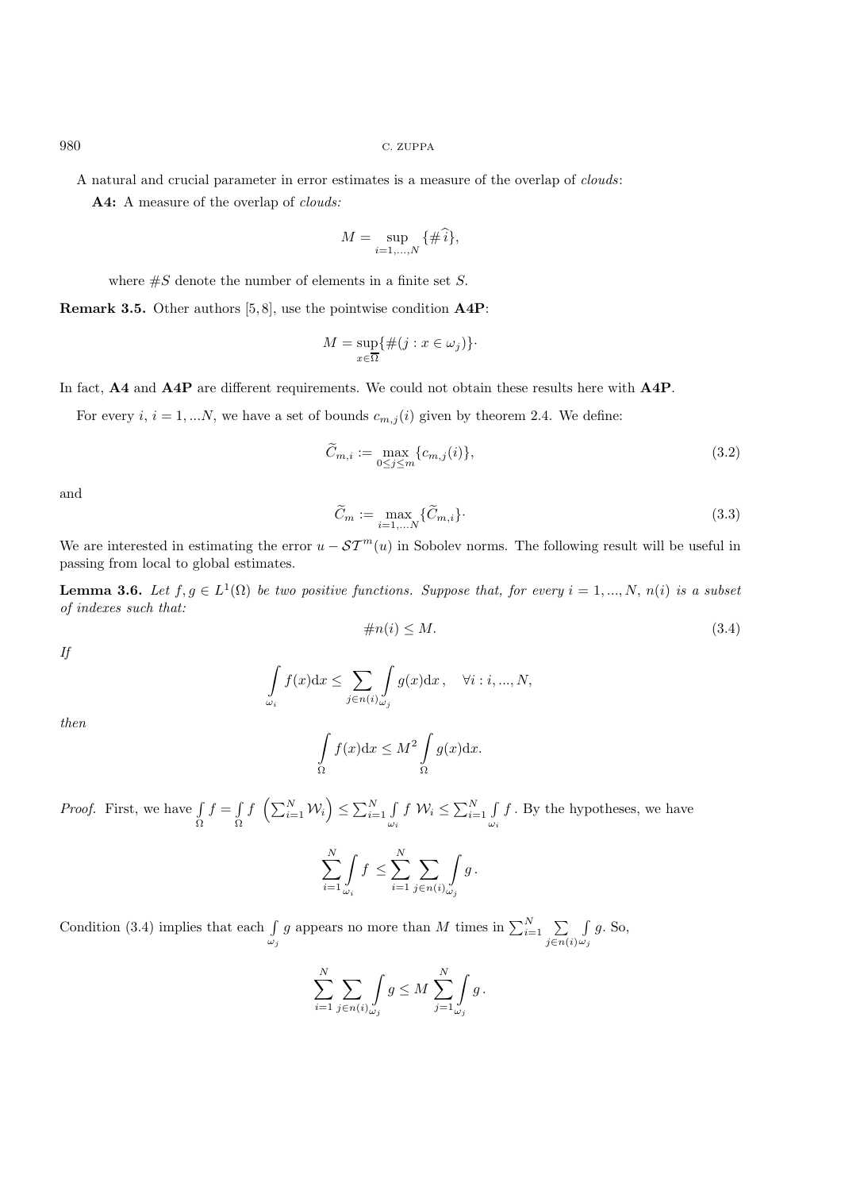A natural and crucial parameter in error estimates is a measure of the overlap of *clouds*:

**A4:** A measure of the overlap of *clouds:*

$$M = \sup_{i=1,\dots,N} \{\#\widehat{i}\},$$

where $\#S$ denote the number of elements in a finite set $S$.

**Remark 3.5.** Other authors [5, 8], use the pointwise condition **A4P**:

$$M = \sup_{x\in\overline{\Omega}} \{\#(j : x \in \omega_j)\}\cdot$$

In fact, **A4** and **A4P** are different requirements. We could not obtain these results here with **A4P**.

For every $i$, $i = 1, ...N$, we have a set of bounds $c_{m,j}(i)$ given by theorem 2.4. We define:

$$\widetilde{C}_{m,i} := \max_{0\leq j\leq m} \{c_{m,j}(i)\}, \tag{3.2}$$

and

$$\widetilde{C}_m := \max_{i=1,\dots N} \{\widetilde{C}_{m,i}\}\cdot \tag{3.3}$$

We are interested in estimating the error $u - \mathcal{ST}^m(u)$ in Sobolev norms. The following result will be useful in passing from local to global estimates.

**Lemma 3.6.** *Let $f, g \in L^1(\Omega)$ be two positive functions. Suppose that, for every $i = 1, ..., N$, $n(i)$ is a subset of indexes such that:*

$$\#n(i) \leq M. \tag{3.4}$$

*If*

$$\int_{\omega_i} f(x)\mathrm{d}x \leq \sum_{j\in n(i)} \int_{\omega_j} g(x)\mathrm{d}x\,, \quad \forall i : i, ..., N,$$

*then*

$$\int_{\Omega} f(x)\mathrm{d}x \leq M^2 \int_{\Omega} g(x)\mathrm{d}x.$$

*Proof.* First, we have $\int_{\Omega} f = \int_{\Omega} f \left(\sum_{i=1}^N \mathcal{W}_i\right) \leq \sum_{i=1}^N \int_{\omega_i} f\, \mathcal{W}_i \leq \sum_{i=1}^N \int_{\omega_i} f$. By the hypotheses, we have

$$\sum_{i=1}^N \int_{\omega_i} f \leq \sum_{i=1}^N \sum_{j\in n(i)} \int_{\omega_j} g\,.$$

Condition (3.4) implies that each $\int_{\omega_j} g$ appears no more than $M$ times in $\sum_{i=1}^N \sum_{j\in n(i)} \int_{\omega_j} g$. So,

$$\sum_{i=1}^N \sum_{j\in n(i)} \int_{\omega_j} g \leq M \sum_{j=1}^N \int_{\omega_j} g\,.$$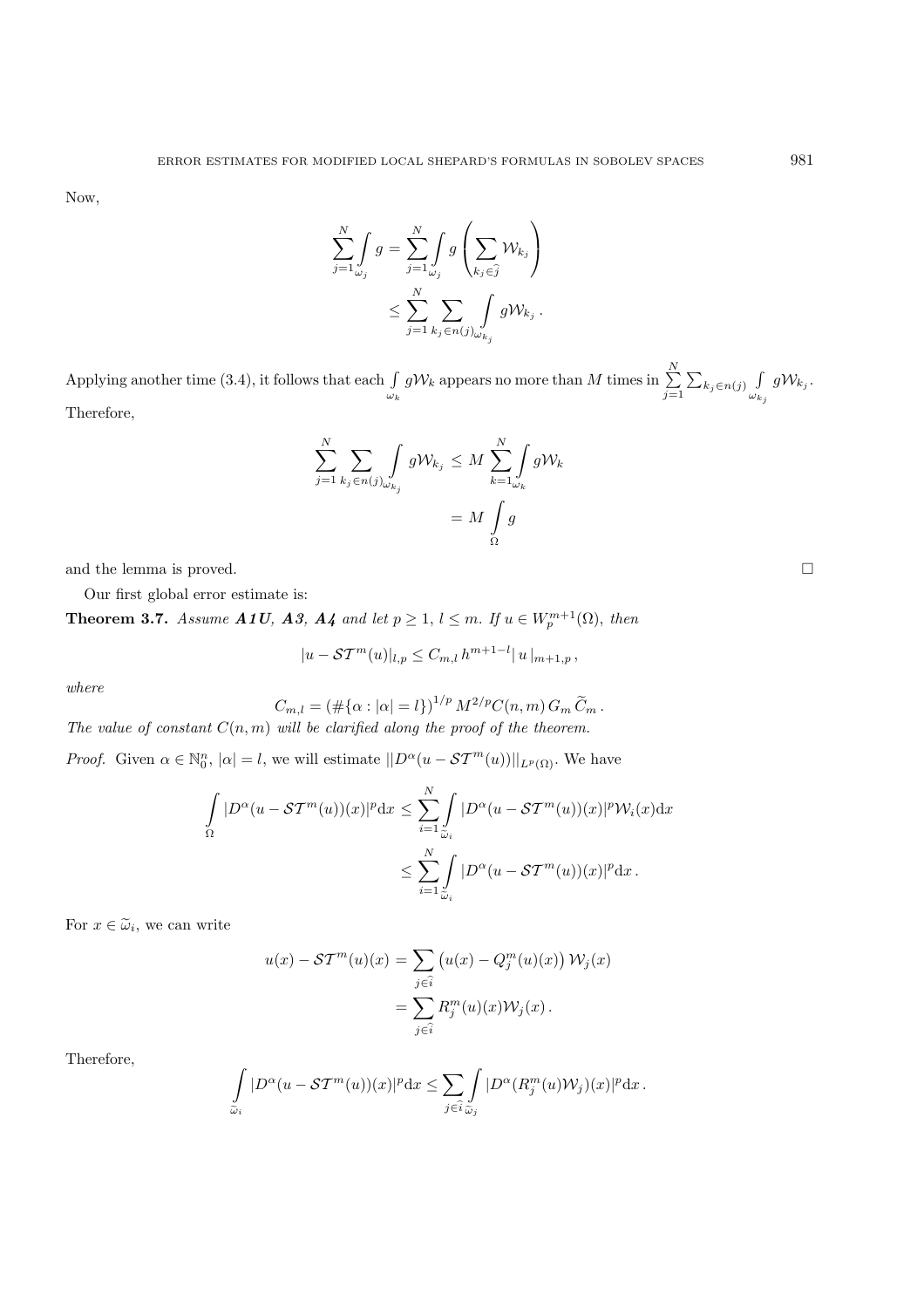Now,

$$\sum_{j=1}^{N} \int_{\omega_j} g = \sum_{j=1}^{N} \int_{\omega_j} g \left( \sum_{k_j \in \widehat{j}} \mathcal{W}_{k_j} \right) \leq \sum_{j=1}^{N} \sum_{k_j \in n(j)} \int_{\omega_{k_j}} g \mathcal{W}_{k_j} .$$

Applying another time (3.4), it follows that each $\int_{\omega_k} g\mathcal{W}_k$ appears no more than $M$ times in $\sum_{j=1}^{N} \sum_{k_j \in n(j)} \int_{\omega_{k_j}} g\mathcal{W}_{k_j}$. Therefore,

$$\sum_{j=1}^{N} \sum_{k_j \in n(j)} \int_{\omega_{k_j}} g \mathcal{W}_{k_j} \leq M \sum_{k=1}^{N} \int_{\omega_k} g \mathcal{W}_k = M \int_{\Omega} g$$

and the lemma is proved. □

Our first global error estimate is:

**Theorem 3.7.** *Assume **A1U**, **A3**, **A4** and let $p \geq 1$, $l \leq m$. If $u \in W_p^{m+1}(\Omega)$, then*

$$|u - \mathcal{ST}^m(u)|_{l,p} \leq C_{m,l}\, h^{m+1-l} |\, u\,|_{m+1,p}\,,$$

*where*

$$C_{m,l} = \left(\#\{\alpha : |\alpha| = l\}\right)^{1/p} M^{2/p} C(n,m)\, G_m\, \widetilde{C}_m\,.$$

*The value of constant $C(n,m)$ will be clarified along the proof of the theorem.*

*Proof.* Given $\alpha \in \mathbb{N}_0^n$, $|\alpha| = l$, we will estimate $||D^\alpha(u - \mathcal{ST}^m(u))||_{L^p(\Omega)}$. We have

$$\int_{\Omega} |D^\alpha(u - \mathcal{ST}^m(u))(x)|^p \mathrm{d}x \leq \sum_{i=1}^{N} \int_{\widetilde{\omega}_i} |D^\alpha(u - \mathcal{ST}^m(u))(x)|^p \mathcal{W}_i(x) \mathrm{d}x \leq \sum_{i=1}^{N} \int_{\widetilde{\omega}_i} |D^\alpha(u - \mathcal{ST}^m(u))(x)|^p \mathrm{d}x\,.$$

For $x \in \widetilde{\omega}_i$, we can write

$$u(x) - \mathcal{ST}^m(u)(x) = \sum_{j \in \widehat{i}} \left(u(x) - Q_j^m(u)(x)\right) \mathcal{W}_j(x) = \sum_{j \in \widehat{i}} R_j^m(u)(x) \mathcal{W}_j(x)\,.$$

Therefore,

$$\int_{\widetilde{\omega}_i} |D^\alpha(u - \mathcal{ST}^m(u))(x)|^p \mathrm{d}x \leq \sum_{j \in \widehat{i}} \int_{\widetilde{\omega}_j} |D^\alpha(R_j^m(u)\mathcal{W}_j)(x)|^p \mathrm{d}x\,.$$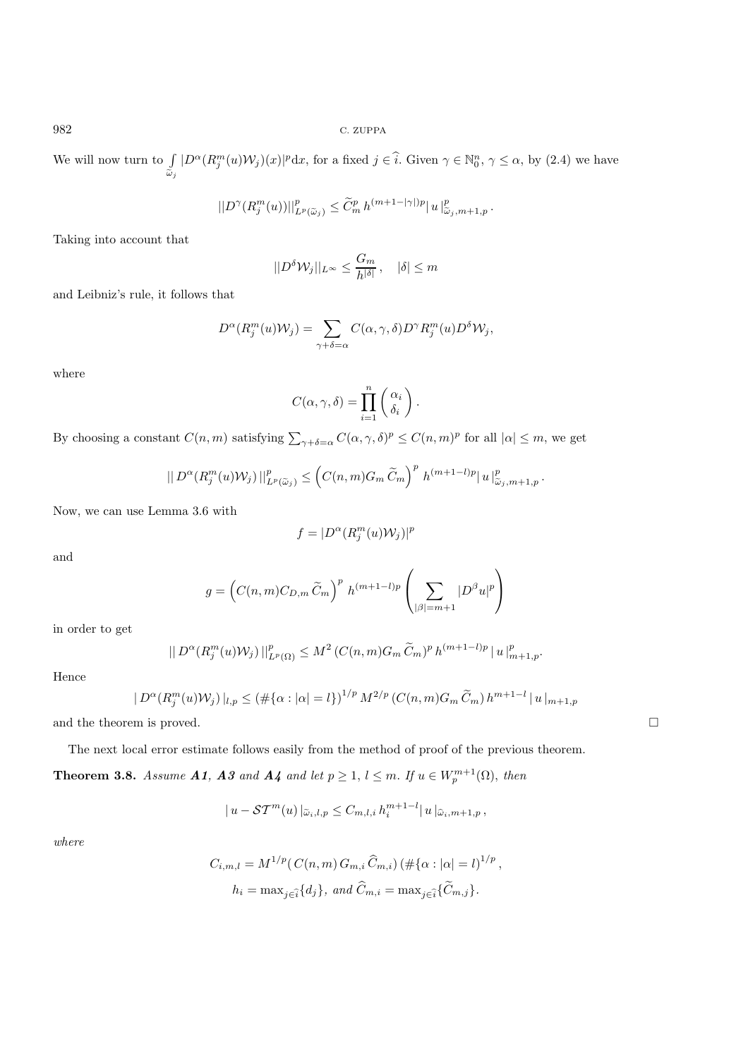We will now turn to $\int_{\widetilde{\omega}_j} |D^\alpha(R_j^m(u)\mathcal{W}_j)(x)|^p \mathrm{d}x$, for a fixed $j \in \widehat{i}$. Given $\gamma \in \mathbb{N}_0^n$, $\gamma \leq \alpha$, by (2.4) we have

$$||D^\gamma(R_j^m(u))||^p_{L^p(\widetilde{\omega}_j)} \leq \widetilde{C}_m^p \, h^{(m+1-|\gamma|)p} | \, u \, |^p_{\widetilde{\omega}_j, m+1,p} \, .$$

Taking into account that

$$||D^\delta \mathcal{W}_j||_{L^\infty} \leq \frac{G_m}{h^{|\delta|}} \, , \quad |\delta| \leq m$$

and Leibniz's rule, it follows that

$$D^\alpha(R_j^m(u)\mathcal{W}_j) = \sum_{\gamma+\delta=\alpha} C(\alpha,\gamma,\delta) D^\gamma R_j^m(u) D^\delta \mathcal{W}_j,$$

where

$$C(\alpha,\gamma,\delta) = \prod_{i=1}^n \begin{pmatrix} \alpha_i \\ \delta_i \end{pmatrix}.$$

By choosing a constant $C(n,m)$ satisfying $\sum_{\gamma+\delta=\alpha} C(\alpha,\gamma,\delta)^p \leq C(n,m)^p$ for all $|\alpha| \leq m$, we get

$$|| \, D^\alpha(R_j^m(u)\mathcal{W}_j) \, ||^p_{L^p(\widetilde{\omega}_j)} \leq \Big( C(n,m) G_m \, \widetilde{C}_m \Big)^p \, h^{(m+1-l)p} | \, u \, |^p_{\widetilde{\omega}_j, m+1,p} \, .$$

Now, we can use Lemma 3.6 with

$$f = |D^\alpha(R_j^m(u)\mathcal{W}_j)|^p$$

and

$$g = \Big( C(n,m) C_{D,m} \, \widetilde{C}_m \Big)^p \, h^{(m+1-l)p} \left( \sum_{|\beta|=m+1} |D^\beta u|^p \right)$$

in order to get

$$|| \, D^\alpha(R_j^m(u)\mathcal{W}_j) \, ||^p_{L^p(\Omega)} \leq M^2 \, (C(n,m) G_m \, \widetilde{C}_m)^p \, h^{(m+1-l)p} \, | \, u \, |^p_{m+1,p}.$$

Hence

$$| \, D^\alpha(R_j^m(u)\mathcal{W}_j) \, |_{l,p} \leq (\#\{\alpha : |\alpha| = l\})^{1/p} \, M^{2/p} \, (C(n,m) G_m \, \widetilde{C}_m) \, h^{m+1-l} \, | \, u \, |_{m+1,p}$$

and the theorem is proved. $\square$

The next local error estimate follows easily from the method of proof of the previous theorem.

**Theorem 3.8.** *Assume **A1**, **A3** and **A4** and let $p \geq 1$, $l \leq m$. If $u \in W_p^{m+1}(\Omega)$, then*

$$| \, u - \mathcal{ST}^m(u) \, |_{\widetilde{\omega}_i, l, p} \leq C_{m,l,i} \, h_i^{m+1-l} | \, u \, |_{\widehat{\omega}_i, m+1,p} \, ,$$

*where*

$$C_{i,m,l} = M^{1/p}( \, C(n,m) \, G_{m,i} \, \widehat{C}_{m,i}) \, (\#\{\alpha : |\alpha| = l)^{1/p} \, ,$$

$$h_i = \max_{j \in \widehat{i}}\{d_j\}, \text{ and } \widehat{C}_{m,i} = \max_{j \in \widehat{i}}\{\widetilde{C}_{m,j}\}.$$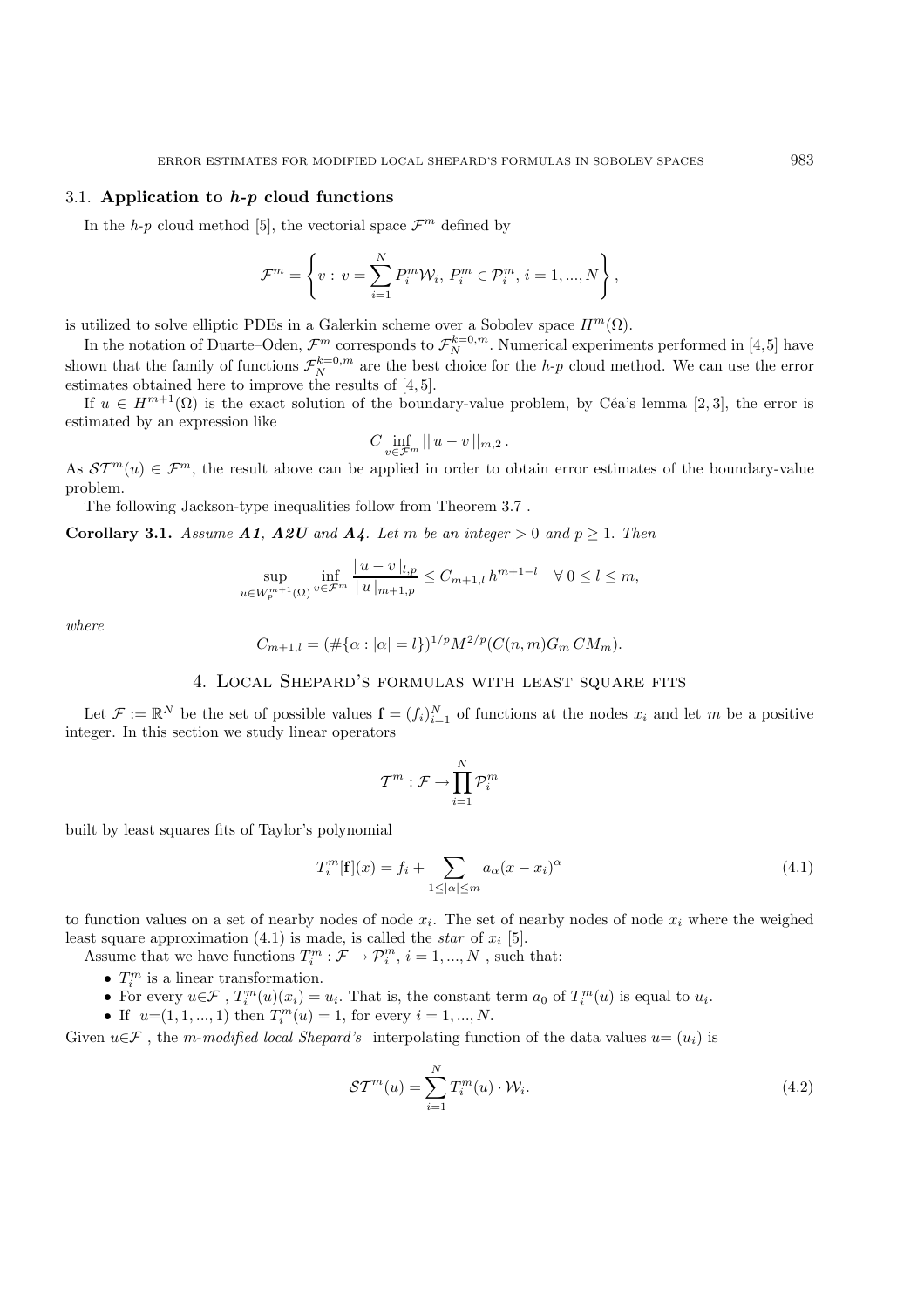### 3.1. **Application to *h-p* cloud functions**

In the *h-p* cloud method [5], the vectorial space $\mathcal{F}^m$ defined by

$$\mathcal{F}^m = \left\{ v : \, v = \sum_{i=1}^{N} P_i^m \mathcal{W}_i, \; P_i^m \in \mathcal{P}_i^m, \, i = 1, ..., N \right\},$$

is utilized to solve elliptic PDEs in a Galerkin scheme over a Sobolev space $H^m(\Omega)$.

In the notation of Duarte–Oden, $\mathcal{F}^m$ corresponds to $\mathcal{F}_N^{k=0,m}$. Numerical experiments performed in [4,5] have shown that the family of functions $\mathcal{F}_N^{k=0,m}$ are the best choice for the *h-p* cloud method. We can use the error estimates obtained here to improve the results of [4,5].

If $u \in H^{m+1}(\Omega)$ is the exact solution of the boundary-value problem, by Céa's lemma [2,3], the error is estimated by an expression like

$$C \inf_{v \in \mathcal{F}^m} || \, u - v \, ||_{m,2} \, .$$

As $\mathcal{ST}^m(u) \in \mathcal{F}^m$, the result above can be applied in order to obtain error estimates of the boundary-value problem.

The following Jackson-type inequalities follow from Theorem 3.7 .

**Corollary 3.1.** *Assume **A1**, **A2U** and **A4**. Let m be an integer > 0 and p ≥ 1. Then*

$$\sup_{u \in W_p^{m+1}(\Omega)} \inf_{v \in \mathcal{F}^m} \frac{| \, u - v \, |_{l,p}}{| \, u \, |_{m+1,p}} \leq C_{m+1,l} \, h^{m+1-l} \quad \forall \, 0 \leq l \leq m,$$

*where*

$$C_{m+1,l} = (\#\{\alpha : |\alpha| = l\})^{1/p} M^{2/p} (C(n,m) G_m \, CM_m).$$

## 4. Local Shepard's formulas with least square fits

Let $\mathcal{F} := \mathbb{R}^N$ be the set of possible values $\mathbf{f} = (f_i)_{i=1}^N$ of functions at the nodes $x_i$ and let $m$ be a positive integer. In this section we study linear operators

$$\mathcal{T}^m : \mathcal{F} \rightarrow \prod_{i=1}^{N} \mathcal{P}_i^m$$

built by least squares fits of Taylor's polynomial

$$T_i^m[\mathbf{f}](x) = f_i + \sum_{1 \leq |\alpha| \leq m} a_\alpha (x - x_i)^\alpha \tag{4.1}$$

to function values on a set of nearby nodes of node $x_i$. The set of nearby nodes of node $x_i$ where the weighed least square approximation (4.1) is made, is called the *star* of $x_i$ [5].

Assume that we have functions $T_i^m : \mathcal{F} \rightarrow \mathcal{P}_i^m$, $i = 1, ..., N$ , such that:

- $T_i^m$ is a linear transformation.
- For every $u \in \mathcal{F}$ , $T_i^m(u)(x_i) = u_i$. That is, the constant term $a_0$ of $T_i^m(u)$ is equal to $u_i$.
- If $u=(1,1,...,1)$ then $T_i^m(u) = 1$, for every $i = 1, ..., N$.

Given $u \in \mathcal{F}$ , the *m-modified local Shepard's* interpolating function of the data values $u = (u_i)$ is

$$\mathcal{ST}^m(u) = \sum_{i=1}^{N} T_i^m(u) \cdot \mathcal{W}_i. \tag{4.2}$$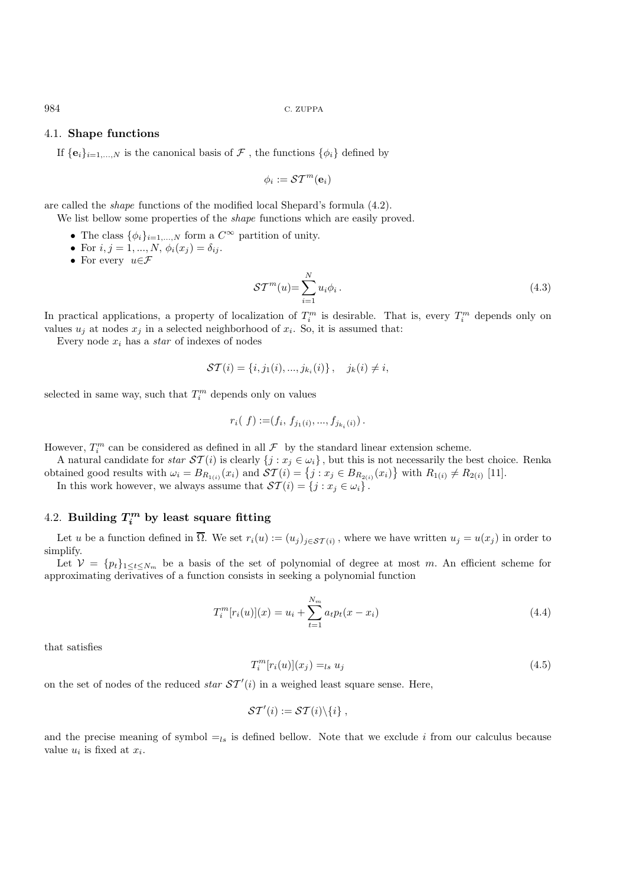### 4.1. **Shape functions**

If $\{\mathbf{e}_i\}_{i=1,...,N}$ is the canonical basis of $\mathcal{F}$ , the functions $\{\phi_i\}$ defined by

$$\phi_i := \mathcal{ST}^m(\mathbf{e}_i)$$

are called the *shape* functions of the modified local Shepard's formula (4.2).

We list bellow some properties of the *shape* functions which are easily proved.

- The class $\{\phi_i\}_{i=1,...,N}$ form a $C^\infty$ partition of unity.
- For $i, j = 1, ..., N$, $\phi_i(x_j) = \delta_{ij}$.
- For every $u\in\mathcal{F}$

$$\mathcal{ST}^m(u) = \sum_{i=1}^{N} u_i \phi_i \,. \tag{4.3}$$

In practical applications, a property of localization of $T_i^m$ is desirable. That is, every $T_i^m$ depends only on values $u_j$ at nodes $x_j$ in a selected neighborhood of $x_i$. So, it is assumed that:

Every node $x_i$ has a *star* of indexes of nodes

$$\mathcal{ST}(i) = \{i, j_1(i), ..., j_{k_i}(i)\}, \quad j_k(i) \neq i,$$

selected in same way, such that $T_i^m$ depends only on values

$$r_i(\ f) := (f_i,\, f_{j_1(i)}, ..., f_{j_{k_i}(i)})\,.$$

However, $T_i^m$ can be considered as defined in all $\mathcal{F}$ by the standard linear extension scheme.

A natural candidate for *star* $\mathcal{ST}(i)$ is clearly $\{j : x_j \in \omega_i\}$, but this is not necessarily the best choice. Renka obtained good results with $\omega_i = B_{R_{1(i)}}(x_i)$ and $\mathcal{ST}(i) = \left\{j : x_j \in B_{R_{2(i)}}(x_i)\right\}$ with $R_{1(i)} \neq R_{2(i)}$ [11].

In this work however, we always assume that $\mathcal{ST}(i) = \{j : x_j \in \omega_i\}$.

### 4.2. **Building $T_i^m$ by least square fitting**

Let $u$ be a function defined in $\overline{\Omega}$. We set $r_i(u) := (u_j)_{j\in\mathcal{ST}(i)}$, where we have written $u_j = u(x_j)$ in order to simplify.

Let $\mathcal{V} = \{p_t\}_{1\leq t\leq N_m}$ be a basis of the set of polynomial of degree at most $m$. An efficient scheme for approximating derivatives of a function consists in seeking a polynomial function

$$T_i^m[r_i(u)](x) = u_i + \sum_{t=1}^{N_m} a_t p_t(x - x_i) \tag{4.4}$$

that satisfies

$$T_i^m[r_i(u)](x_j) =_{ls} u_j \tag{4.5}$$

on the set of nodes of the reduced *star* $\mathcal{ST}'(i)$ in a weighed least square sense. Here,

$$\mathcal{ST}'(i) := \mathcal{ST}(i)\backslash\{i\}\,,$$

and the precise meaning of symbol $=_{ls}$ is defined bellow. Note that we exclude $i$ from our calculus because value $u_i$ is fixed at $x_i$.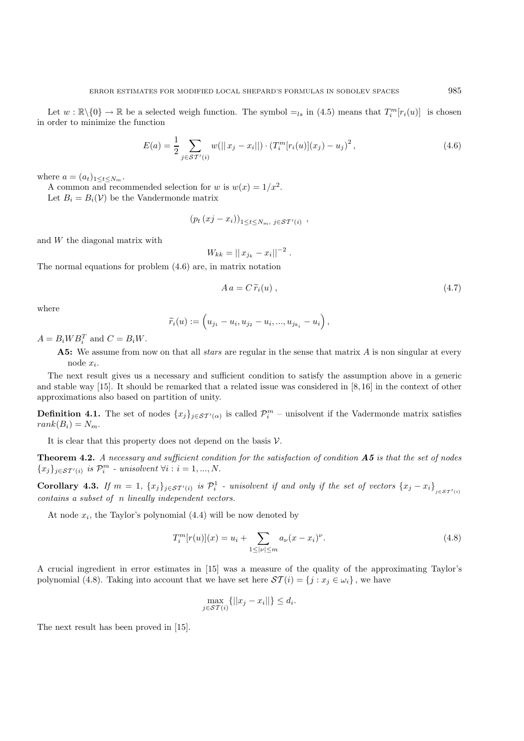Let $w : \mathbb{R}\backslash\{0\} \to \mathbb{R}$ be a selected weigh function. The symbol $=_{ls}$ in (4.5) means that $T_i^m[r_i(u)]$ is chosen in order to minimize the function

$$E(a) = \frac{1}{2} \sum_{j \in \mathcal{ST}'(i)} w(||\, x_j - x_i||) \cdot \left(T_i^m[r_i(u)](x_j) - u_j\right)^2 , \tag{4.6}$$

where $a = (a_t)_{1 \leq t \leq N_m}$.

A common and recommended selection for $w$ is $w(x) = 1/x^2$.

Let $B_i = B_i(\mathcal{V})$ be the Vandermonde matrix

$$\left(p_t \left(xj - x_i\right)\right)_{1 \leq t \leq N_m,\ j \in \mathcal{ST}'(i)} \ ,$$

and $W$ the diagonal matrix with

$$W_{kk} = ||\, x_{j_k} - x_i||^{-2} \,.$$

The normal equations for problem (4.6) are, in matrix notation

$$A\, a = C\, \widetilde{r}_i(u) \,, \tag{4.7}$$

where

$$\widetilde{r}_i(u) := \left(u_{j_1} - u_i, u_{j_2} - u_i, ..., u_{j_{k_i}} - u_i\right),$$

$A = B_i W B_i^T$ and $C = B_i W$.

**A5:** We assume from now on that all *stars* are regular in the sense that matrix $A$ is non singular at every node $x_i$.

The next result gives us a necessary and sufficient condition to satisfy the assumption above in a generic and stable way [15]. It should be remarked that a related issue was considered in [8,16] in the context of other approximations also based on partition of unity.

**Definition 4.1.** The set of nodes $\{x_j\}_{j \in \mathcal{ST}'(\alpha)}$ is called $\mathcal{P}_i^m$ – unisolvent if the Vadermonde matrix satisfies $rank(B_i) = N_m$.

It is clear that this property does not depend on the basis $\mathcal{V}$.

**Theorem 4.2.** *A necessary and sufficient condition for the satisfaction of condition **A5** is that the set of nodes $\{x_j\}_{j \in \mathcal{ST}'(i)}$ is $\mathcal{P}_i^m$ - unisolvent $\forall i : i = 1, ..., N$.*

**Corollary 4.3.** *If $m = 1$, $\{x_j\}_{j \in \mathcal{ST}'(i)}$ is $\mathcal{P}_i^1$ - unisolvent if and only if the set of vectors $\{x_j - x_i\}_{j \in \mathcal{ST}'(i)}$ contains a subset of $n$ lineally independent vectors.*

At node $x_i$, the Taylor's polynomial (4.4) will be now denoted by

$$T_i^m[r(u)](x) = u_i + \sum_{1 \leq |\nu| \leq m} a_\nu (x - x_i)^\nu. \tag{4.8}$$

A crucial ingredient in error estimates in [15] was a measure of the quality of the approximating Taylor's polynomial (4.8). Taking into account that we have set here $\mathcal{ST}(i) = \{j : x_j \in \omega_i\}$, we have

$$\max_{j \in \mathcal{ST}(i)} \{||x_j - x_i||\} \leq d_i.$$

The next result has been proved in [15].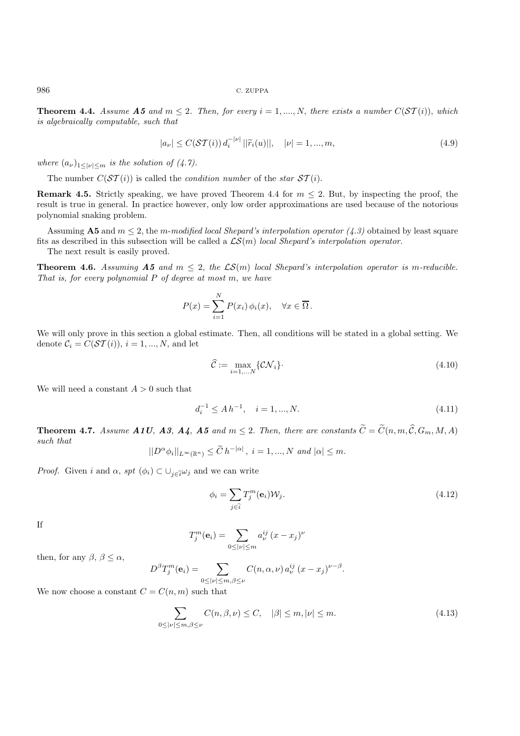**Theorem 4.4.** *Assume* **A5** *and* $m \leq 2$*. Then, for every* $i = 1, ...., N$*, there exists a number* $C(\mathcal{ST}(i))$*, which is algebraically computable, such that*

$$|a_\nu| \leq C(\mathcal{ST}(i))\, d_i^{-|\nu|}\, ||\widetilde{r}_i(u)||, \quad |\nu| = 1, ..., m, \tag{4.9}$$

*where* $(a_\nu)_{1 \leq |\nu| \leq m}$ *is the solution of (4.7).*

The number $C(\mathcal{ST}(i))$ is called the *condition number* of the *star* $\mathcal{ST}(i)$.

**Remark 4.5.** Strictly speaking, we have proved Theorem 4.4 for $m \leq 2$. But, by inspecting the proof, the result is true in general. In practice however, only low order approximations are used because of the notorious polynomial snaking problem.

Assuming **A5** and $m \leq 2$, the *m-modified local Shepard's interpolation operator (4.3)* obtained by least square fits as described in this subsection will be called a $\mathcal{LS}(m)$ *local Shepard's interpolation operator.*

The next result is easily proved.

**Theorem 4.6.** *Assuming* **A5** *and* $m \leq 2$*, the* $\mathcal{LS}(m)$ *local Shepard's interpolation operator is m-reducible. That is, for every polynomial* $P$ *of degree at most* $m$*, we have*

$$P(x) = \sum_{i=1}^{N} P(x_i)\, \phi_i(x), \quad \forall x \in \overline{\Omega}\,.$$

We will only prove in this section a global estimate. Then, all conditions will be stated in a global setting. We denote $\mathcal{C}_i = C(\mathcal{ST}(i))$, $i = 1, ..., N$, and let

$$\widehat{\mathcal{C}} := \max_{i=1,...N} \{\mathcal{CN}_i\}\cdot \tag{4.10}$$

We will need a constant $A > 0$ such that

$$d_i^{-1} \leq A\, h^{-1}, \quad i = 1, ..., N. \tag{4.11}$$

**Theorem 4.7.** *Assume* **A1U**, **A3**, **A4**, **A5** *and* $m \leq 2$*. Then, there are constants* $\widetilde{C} = \widetilde{C}(n, m, \widehat{\mathcal{C}}, G_m, M, A)$ *such that*

$$||D^\alpha \phi_i||_{L^\infty(\mathbb{R}^n)} \leq \widetilde{C}\, h^{-|\alpha|}\,,\; i = 1, ..., N \text{ and } |\alpha| \leq m.$$

*Proof.* Given $i$ and $\alpha$, *spt* $(\phi_i) \subset \cup_{j \in \widehat{i}} \omega_j$ and we can write

$$\phi_i = \sum_{j \in \widehat{i}} T_j^m(\mathbf{e}_i) \mathcal{W}_j. \tag{4.12}$$

If

$$T_j^m(\mathbf{e}_i) = \sum_{0 \leq |\nu| \leq m} a_\nu^{ij}\, (x - x_j)^\nu$$

then, for any $\beta$, $\beta \leq \alpha$,

$$D^\beta T_j^m(\mathbf{e}_i) = \sum_{0 \leq |\nu| \leq m, \beta \leq \nu} C(n, \alpha, \nu)\, a_\nu^{ij}\, (x - x_j)^{\nu - \beta}.$$

We now choose a constant $C = C(n, m)$ such that

$$\sum_{0 \leq |\nu| \leq m, \beta \leq \nu} C(n, \beta, \nu) \leq C, \quad |\beta| \leq m, |\nu| \leq m. \tag{4.13}$$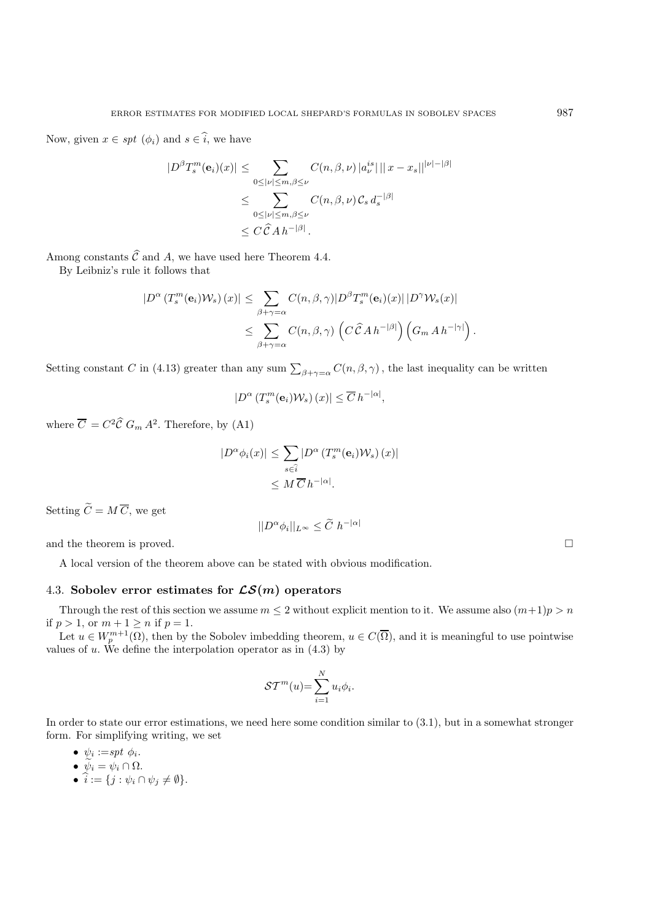Now, given $x \in spt\ (\phi_i)$ and $s \in \widehat{i}$, we have

$$
\begin{aligned}
|D^\beta T_s^m(\mathbf{e}_i)(x)| &\leq \sum_{0\leq|\nu|\leq m, \beta\leq\nu} C(n,\beta,\nu)\,|a_\nu^{is}|\,||\,x - x_s||^{|\nu|-|\beta|} \\
&\leq \sum_{0\leq|\nu|\leq m, \beta\leq\nu} C(n,\beta,\nu)\,\mathcal{C}_s\,d_s^{-|\beta|} \\
&\leq C\,\widehat{\mathcal{C}}\,A\,h^{-|\beta|}.
\end{aligned}
$$

Among constants $\widehat{\mathcal{C}}$ and $A$, we have used here Theorem 4.4.

By Leibniz's rule it follows that

$$
\begin{aligned}
|D^\alpha \left(T_s^m(\mathbf{e}_i)\mathcal{W}_s\right)(x)| &\leq \sum_{\beta+\gamma=\alpha} C(n,\beta,\gamma) |D^\beta T_s^m(\mathbf{e}_i)(x)|\,|D^\gamma \mathcal{W}_s(x)| \\
&\leq \sum_{\beta+\gamma=\alpha} C(n,\beta,\gamma)\left(C\,\widehat{\mathcal{C}}\,A\,h^{-|\beta|}\right)\left(G_m\,A\,h^{-|\gamma|}\right).
\end{aligned}
$$

Setting constant $C$ in (4.13) greater than any sum $\sum_{\beta+\gamma=\alpha} C(n,\beta,\gamma)$, the last inequality can be written

$$
|D^\alpha \left(T_s^m(\mathbf{e}_i)\mathcal{W}_s\right)(x)| \leq \overline{C}\,h^{-|\alpha|},
$$

where $\overline{C} = C^2\widehat{\mathcal{C}}\;G_m\,A^2$. Therefore, by (A1)

$$
\begin{aligned}
|D^\alpha \phi_i(x)| &\leq \sum_{s\in\widehat{i}} |D^\alpha \left(T_s^m(\mathbf{e}_i)\mathcal{W}_s\right)(x)| \\
&\leq M\,\overline{C}\,h^{-|\alpha|}.
\end{aligned}
$$

Setting $\widetilde{C} = M\,\overline{C}$, we get

$$
||D^\alpha \phi_i||_{L^\infty} \leq \widetilde{C}\;h^{-|\alpha|}
$$

and the theorem is proved. □

A local version of the theorem above can be stated with obvious modification.

### 4.3. Sobolev error estimates for $\mathcal{LS}(m)$ operators

Through the rest of this section we assume $m \leq 2$ without explicit mention to it. We assume also $(m+1)p > n$ if $p > 1$, or $m+1 \geq n$ if $p = 1$.

Let $u \in W_p^{m+1}(\Omega)$, then by the Sobolev imbedding theorem, $u \in C(\overline{\Omega})$, and it is meaningful to use pointwise values of $u$. We define the interpolation operator as in (4.3) by

$$
\mathcal{ST}^m(u) = \sum_{i=1}^{N} u_i \phi_i.
$$

In order to state our error estimations, we need here some condition similar to (3.1), but in a somewhat stronger form. For simplifying writing, we set

- $\psi_i := spt\ \phi_i$.
- $\widetilde{\psi_i} = \psi_i \cap \Omega$.
- $\widehat{i} := \{j : \psi_i \cap \psi_j \neq \emptyset\}$.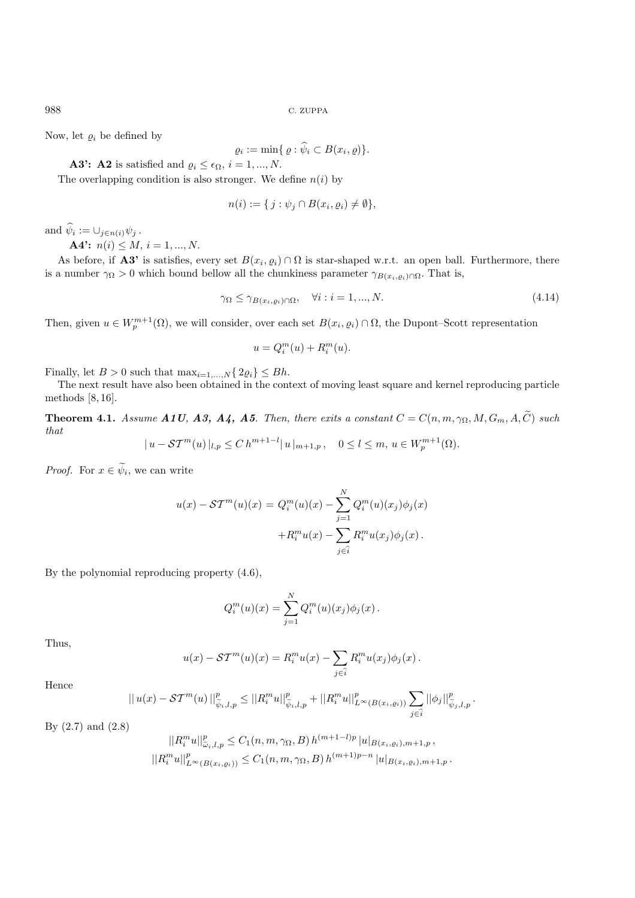Now, let $\varrho_i$ be defined by

$$\varrho_i := \min\{\, \varrho : \widehat{\psi}_i \subset B(x_i, \varrho)\}.$$

**A3':** **A2** is satisfied and $\varrho_i \leq \epsilon_\Omega$, $i = 1, ..., N$.

The overlapping condition is also stronger. We define $n(i)$ by

$$n(i) := \{\, j : \psi_j \cap B(x_i, \varrho_i) \neq \emptyset\},$$

and $\widehat{\psi}_i := \cup_{j \in n(i)} \psi_j$ .

**A4':** $n(i) \leq M$, $i = 1, ..., N$.

As before, if **A3'** is satisfies, every set $B(x_i, \varrho_i) \cap \Omega$ is star-shaped w.r.t. an open ball. Furthermore, there is a number $\gamma_\Omega > 0$ which bound bellow all the chunkiness parameter $\gamma_{B(x_i,\varrho_i)\cap\Omega}$. That is,

$$\gamma_\Omega \leq \gamma_{B(x_i,\varrho_i)\cap\Omega}, \quad \forall i : i = 1, ..., N. \tag{4.14}$$

Then, given $u \in W_p^{m+1}(\Omega)$, we will consider, over each set $B(x_i, \varrho_i) \cap \Omega$, the Dupont–Scott representation

$$u = Q_i^m(u) + R_i^m(u).$$

Finally, let $B > 0$ such that $\max_{i=1,...,N}\{\, 2\varrho_i\} \leq Bh$.

The next result have also been obtained in the context of moving least square and kernel reproducing particle methods [8,16].

**Theorem 4.1.** *Assume **A1U**, **A3**, **A4**, **A5**. Then, there exits a constant $C = C(n, m, \gamma_\Omega, M, G_m, A, \widetilde{C})$ such that*

$$|\, u - \mathcal{ST}^m(u)\, |_{l,p} \leq C\, h^{m+1-l} |\, u\, |_{m+1,p}\,, \quad 0 \leq l \leq m,\ u \in W_p^{m+1}(\Omega).$$

*Proof.* For $x \in \widetilde{\psi}_i$, we can write

$$\begin{aligned} u(x) - \mathcal{ST}^m(u)(x) &= Q_i^m(u)(x) - \sum_{j=1}^{N} Q_i^m(u)(x_j)\phi_j(x) \\ &\quad + R_i^m u(x) - \sum_{j \in \widehat{i}} R_i^m u(x_j)\phi_j(x)\,. \end{aligned}$$

By the polynomial reproducing property (4.6),

$$Q_i^m(u)(x) = \sum_{j=1}^{N} Q_i^m(u)(x_j)\phi_j(x)\,.$$

Thus,

$$u(x) - \mathcal{ST}^m(u)(x) = R_i^m u(x) - \sum_{j \in \widehat{i}} R_i^m u(x_j)\phi_j(x)\,.$$

Hence

$$||\, u(x) - \mathcal{ST}^m(u)\, ||^p_{\widetilde{\psi}_i,l,p} \leq ||R_i^m u||^p_{\widetilde{\psi}_i,l,p} + ||R_i^m u||^p_{L^\infty(B(x_i,\varrho_i))} \sum_{j \in \widehat{i}} ||\phi_j||^p_{\widetilde{\psi}_j,l,p}\,.$$

By (2.7) and (2.8)

$$||R_i^m u||^p_{\widetilde{\omega}_i,l,p} \leq C_1(n, m, \gamma_\Omega, B)\, h^{(m+1-l)p}\, |u|_{B(x_i,\varrho_i),m+1,p}\,,$$

$$||R_i^m u||^p_{L^\infty(B(x_i,\varrho_i))} \leq C_1(n, m, \gamma_\Omega, B)\, h^{(m+1)p-n}\, |u|_{B(x_i,\varrho_i),m+1,p}\,.$$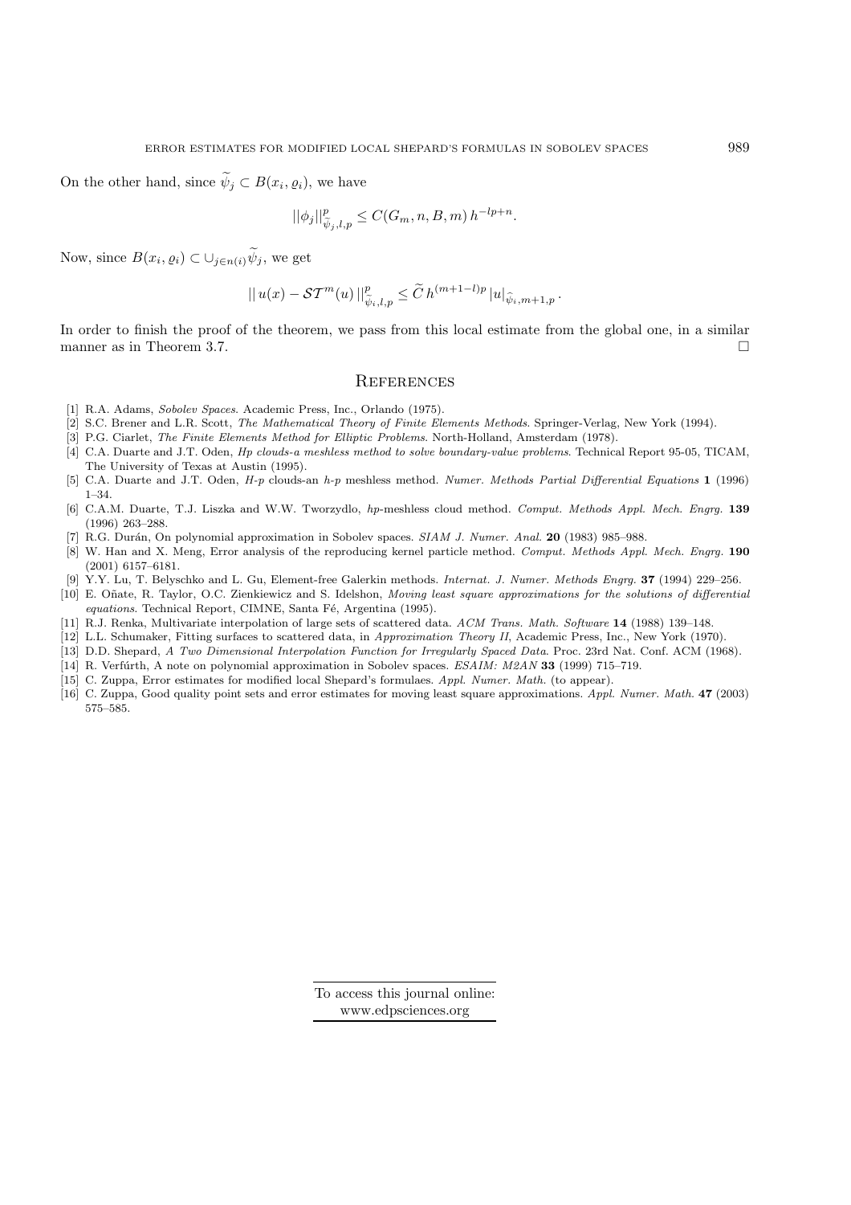On the other hand, since $\widetilde{\psi}_j \subset B(x_i, \varrho_i)$, we have

$$||\phi_j||^p_{\widetilde{\psi}_j,l,p} \leq C(G_m, n, B, m)\, h^{-lp+n}.$$

Now, since $B(x_i, \varrho_i) \subset \cup_{j\in n(i)} \widetilde{\psi}_j$, we get

$$||\, u(x) - \mathcal{ST}^m(u)\, ||^p_{\widetilde{\psi}_i,l,p} \leq \widetilde{C}\, h^{(m+1-l)p}\, |u|_{\widehat{\psi}_i,m+1,p}\, .$$

In order to finish the proof of the theorem, we pass from this local estimate from the global one, in a similar manner as in Theorem 3.7. □

## References

[1] R.A. Adams, *Sobolev Spaces*. Academic Press, Inc., Orlando (1975).

[2] S.C. Brener and L.R. Scott, *The Mathematical Theory of Finite Elements Methods*. Springer-Verlag, New York (1994).

[3] P.G. Ciarlet, *The Finite Elements Method for Elliptic Problems*. North-Holland, Amsterdam (1978).

[4] C.A. Duarte and J.T. Oden, *Hp clouds-a meshless method to solve boundary-value problems*. Technical Report 95-05, TICAM, The University of Texas at Austin (1995).

[5] C.A. Duarte and J.T. Oden, *H-p* clouds-an *h-p* meshless method. *Numer. Methods Partial Differential Equations* **1** (1996) 1–34.

[6] C.A.M. Duarte, T.J. Liszka and W.W. Tworzydlo, *hp*-meshless cloud method. *Comput. Methods Appl. Mech. Engrg.* **139** (1996) 263–288.

[7] R.G. Durán, On polynomial approximation in Sobolev spaces. *SIAM J. Numer. Anal.* **20** (1983) 985–988.

[8] W. Han and X. Meng, Error analysis of the reproducing kernel particle method. *Comput. Methods Appl. Mech. Engrg.* **190** (2001) 6157–6181.

[9] Y.Y. Lu, T. Belyschko and L. Gu, Element-free Galerkin methods. *Internat. J. Numer. Methods Engrg.* **37** (1994) 229–256.

[10] E. Oñate, R. Taylor, O.C. Zienkiewicz and S. Idelshon, *Moving least square approximations for the solutions of differential equations*. Technical Report, CIMNE, Santa Fé, Argentina (1995).

[11] R.J. Renka, Multivariate interpolation of large sets of scattered data. *ACM Trans. Math. Software* **14** (1988) 139–148.

[12] L.L. Schumaker, Fitting surfaces to scattered data, in *Approximation Theory II*, Academic Press, Inc., New York (1970).

[13] D.D. Shepard, *A Two Dimensional Interpolation Function for Irregularly Spaced Data*. Proc. 23rd Nat. Conf. ACM (1968).

[14] R. Verfúrth, A note on polynomial approximation in Sobolev spaces. *ESAIM: M2AN* **33** (1999) 715–719.

[15] C. Zuppa, Error estimates for modified local Shepard's formulaes. *Appl. Numer. Math.* (to appear).

[16] C. Zuppa, Good quality point sets and error estimates for moving least square approximations. *Appl. Numer. Math.* **47** (2003) 575–585.

To access this journal online:
www.edpsciences.org